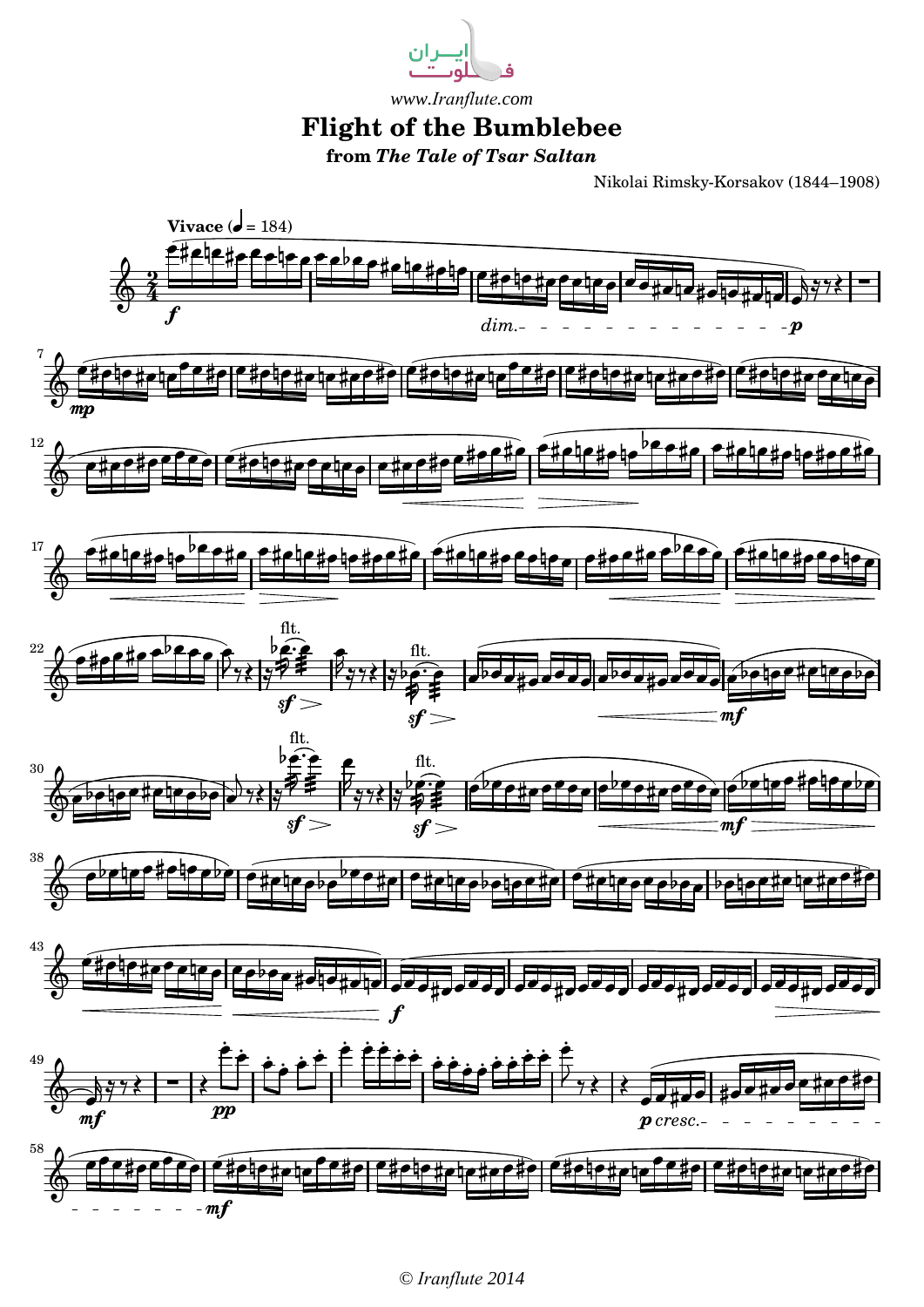ایران فلوت

*www.Iranflute.com*

# Flight of the Bumblebee

**from *The Tale of Tsar Saltan***

Nikolai Rimsky-Korsakov (1844–1908)

© Iranflute 2014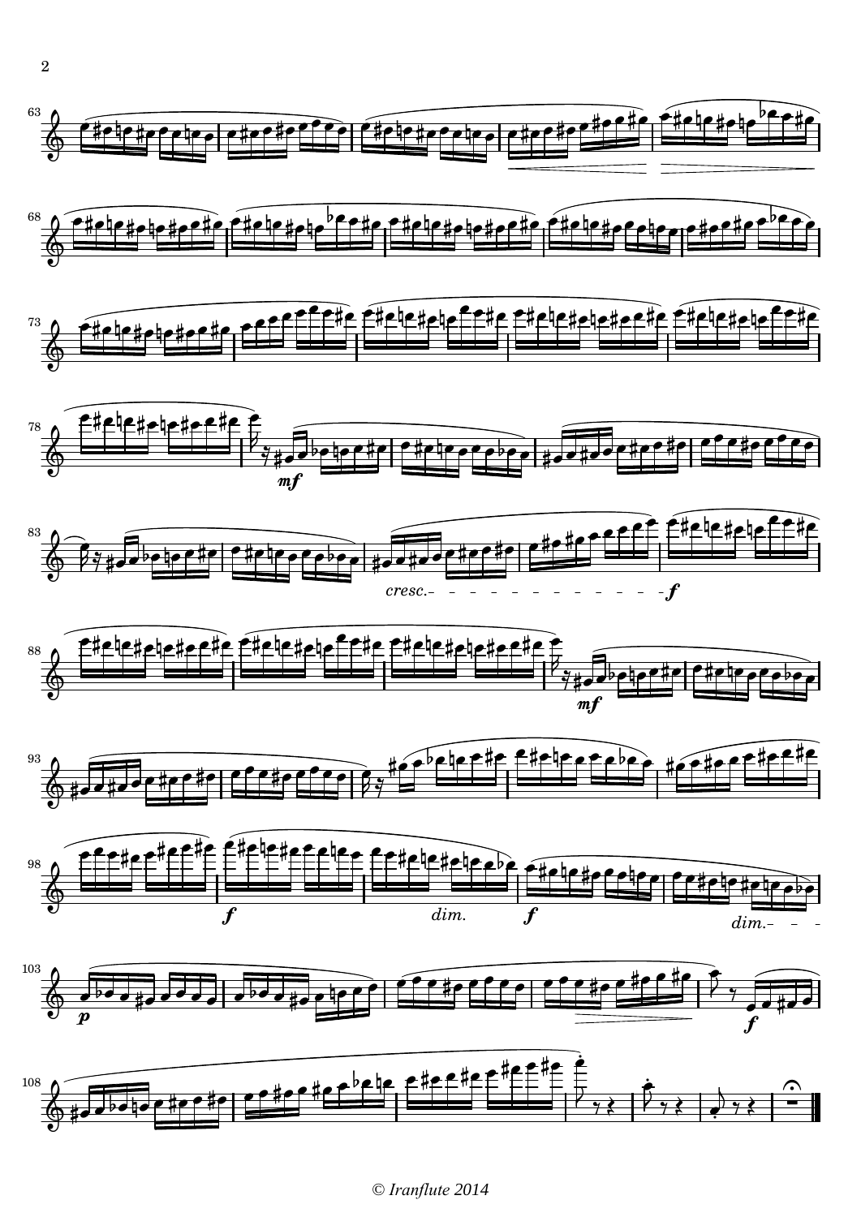© Iranflute 2014